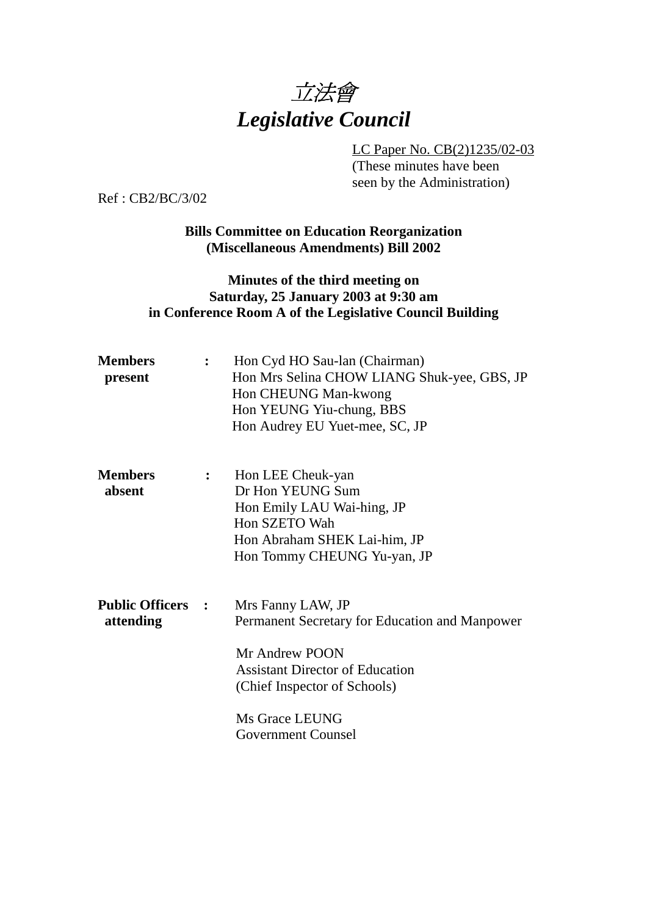# *立法會*
# *Legislative Council*

LC Paper No. CB(2)1235/02-03
(These minutes have been seen by the Administration)

Ref : CB2/BC/3/02

**Bills Committee on Education Reorganization (Miscellaneous Amendments) Bill 2002**

**Minutes of the third meeting on Saturday, 25 January 2003 at 9:30 am in Conference Room A of the Legislative Council Building**

**Members present** :
Hon Cyd HO Sau-lan (Chairman)
Hon Mrs Selina CHOW LIANG Shuk-yee, GBS, JP
Hon CHEUNG Man-kwong
Hon YEUNG Yiu-chung, BBS
Hon Audrey EU Yuet-mee, SC, JP

**Members absent** :
Hon LEE Cheuk-yan
Dr Hon YEUNG Sum
Hon Emily LAU Wai-hing, JP
Hon SZETO Wah
Hon Abraham SHEK Lai-him, JP
Hon Tommy CHEUNG Yu-yan, JP

**Public Officers attending** :
Mrs Fanny LAW, JP
Permanent Secretary for Education and Manpower

Mr Andrew POON
Assistant Director of Education
(Chief Inspector of Schools)

Ms Grace LEUNG
Government Counsel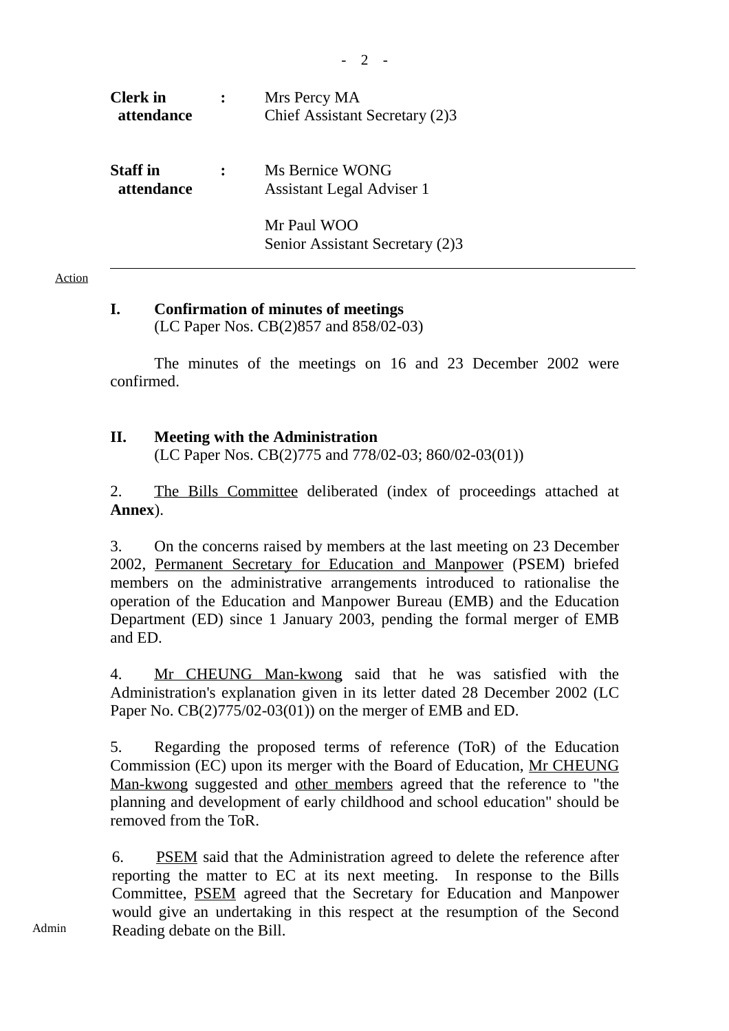| | | |
|---|---|---|
| **Clerk in attendance** | **:** | Mrs Percy MA<br>Chief Assistant Secretary (2)3 |
| **Staff in attendance** | **:** | Ms Bernice WONG<br>Assistant Legal Adviser 1<br><br>Mr Paul WOO<br>Senior Assistant Secretary (2)3 |

---

Action

**I. Confirmation of minutes of meetings**
(LC Paper Nos. CB(2)857 and 858/02-03)

The minutes of the meetings on 16 and 23 December 2002 were confirmed.

**II. Meeting with the Administration**
(LC Paper Nos. CB(2)775 and 778/02-03; 860/02-03(01))

2. The Bills Committee deliberated (index of proceedings attached at **Annex**).

3. On the concerns raised by members at the last meeting on 23 December 2002, Permanent Secretary for Education and Manpower (PSEM) briefed members on the administrative arrangements introduced to rationalise the operation of the Education and Manpower Bureau (EMB) and the Education Department (ED) since 1 January 2003, pending the formal merger of EMB and ED.

4. Mr CHEUNG Man-kwong said that he was satisfied with the Administration's explanation given in its letter dated 28 December 2002 (LC Paper No. CB(2)775/02-03(01)) on the merger of EMB and ED.

5. Regarding the proposed terms of reference (ToR) of the Education Commission (EC) upon its merger with the Board of Education, Mr CHEUNG Man-kwong suggested and other members agreed that the reference to "the planning and development of early childhood and school education" should be removed from the ToR.

6. PSEM said that the Administration agreed to delete the reference after reporting the matter to EC at its next meeting. In response to the Bills Committee, PSEM agreed that the Secretary for Education and Manpower would give an undertaking in this respect at the resumption of the Second Reading debate on the Bill.

Admin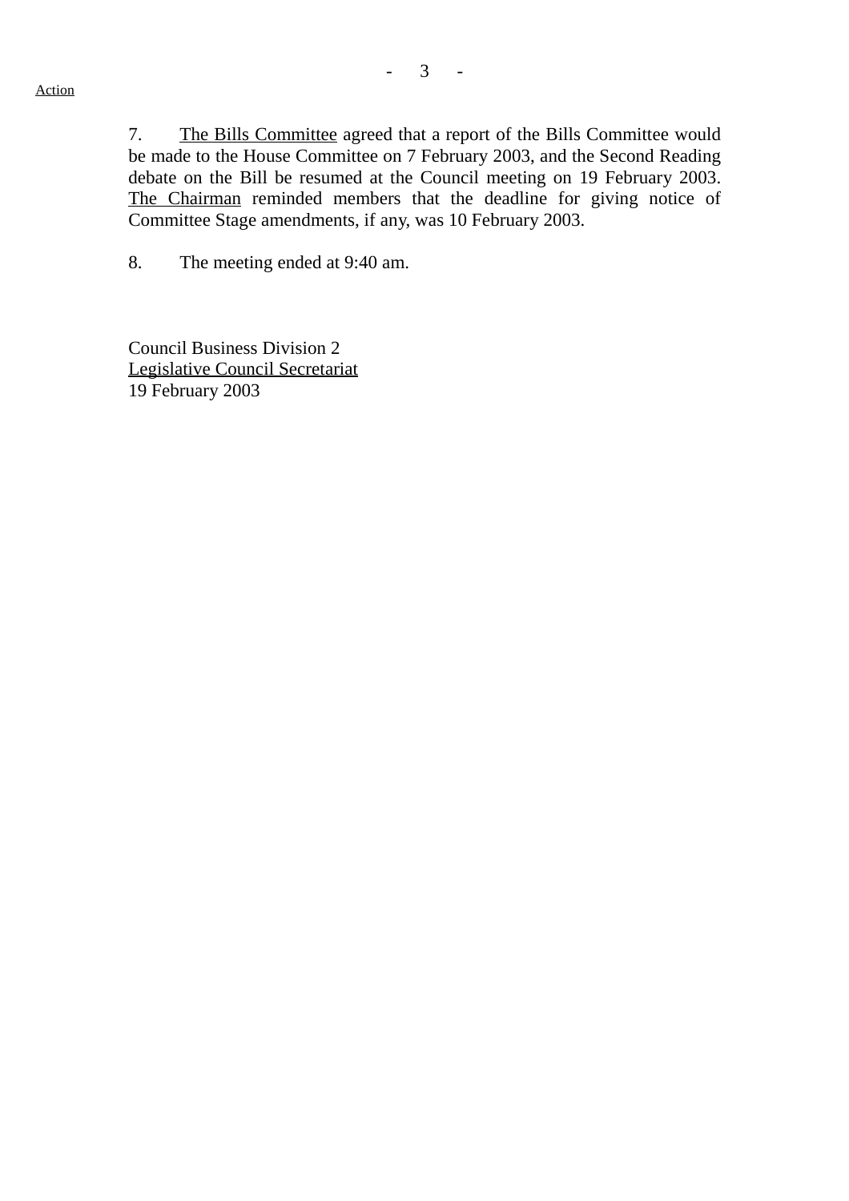Action

7. The Bills Committee agreed that a report of the Bills Committee would be made to the House Committee on 7 February 2003, and the Second Reading debate on the Bill be resumed at the Council meeting on 19 February 2003. The Chairman reminded members that the deadline for giving notice of Committee Stage amendments, if any, was 10 February 2003.

8. The meeting ended at 9:40 am.

Council Business Division 2
Legislative Council Secretariat
19 February 2003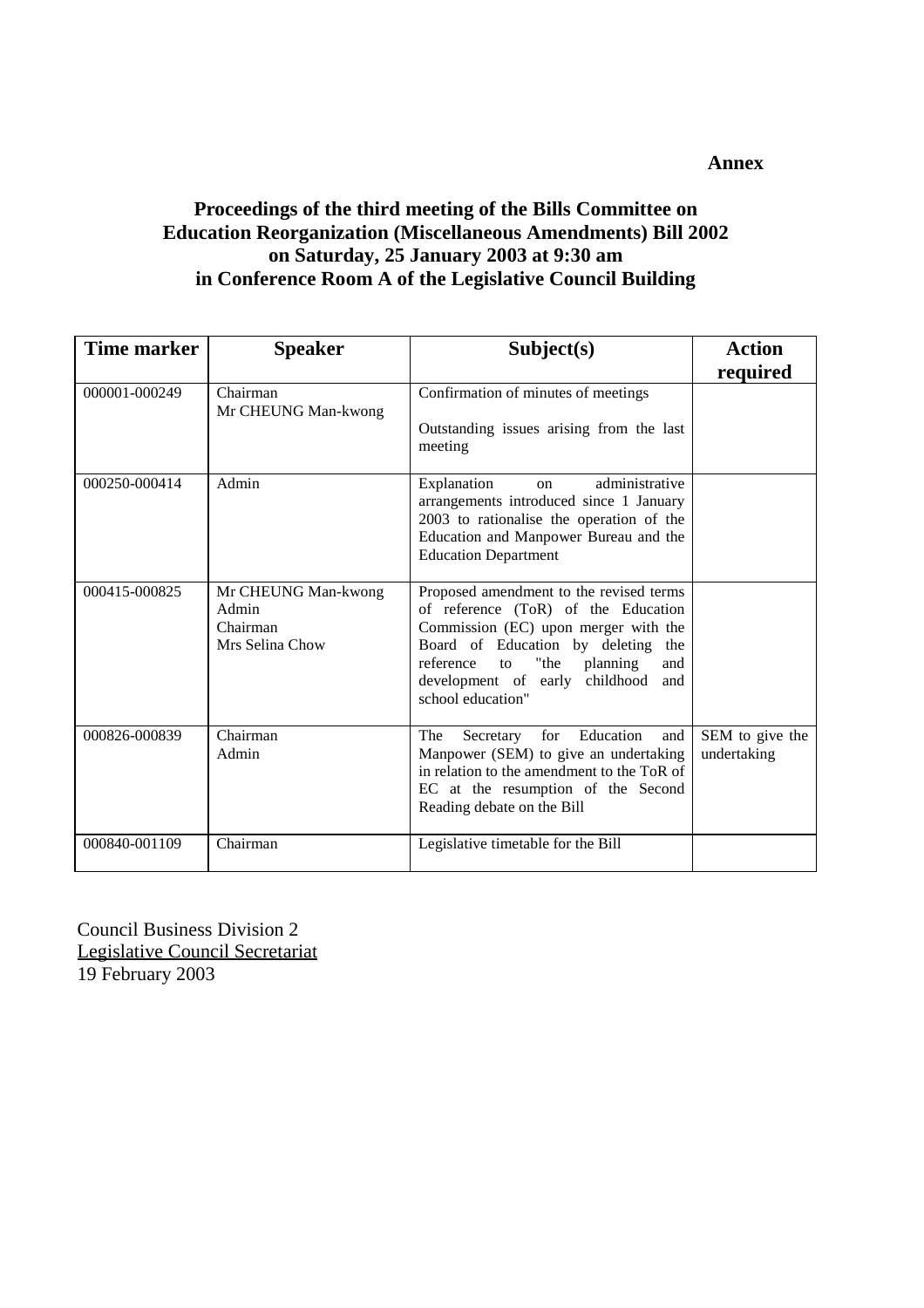**Annex**

**Proceedings of the third meeting of the Bills Committee on Education Reorganization (Miscellaneous Amendments) Bill 2002 on Saturday, 25 January 2003 at 9:30 am in Conference Room A of the Legislative Council Building**

| Time marker | Speaker | Subject(s) | Action required |
|---|---|---|---|
| 000001-000249 | Chairman<br>Mr CHEUNG Man-kwong | Confirmation of minutes of meetings<br><br>Outstanding issues arising from the last meeting | |
| 000250-000414 | Admin | Explanation on administrative arrangements introduced since 1 January 2003 to rationalise the operation of the Education and Manpower Bureau and the Education Department | |
| 000415-000825 | Mr CHEUNG Man-kwong<br>Admin<br>Chairman<br>Mrs Selina Chow | Proposed amendment to the revised terms of reference (ToR) of the Education Commission (EC) upon merger with the Board of Education by deleting the reference to "the planning and development of early childhood and school education" | |
| 000826-000839 | Chairman<br>Admin | The Secretary for Education and Manpower (SEM) to give an undertaking in relation to the amendment to the ToR of EC at the resumption of the Second Reading debate on the Bill | SEM to give the undertaking |
| 000840-001109 | Chairman | Legislative timetable for the Bill | |

Council Business Division 2
Legislative Council Secretariat
19 February 2003